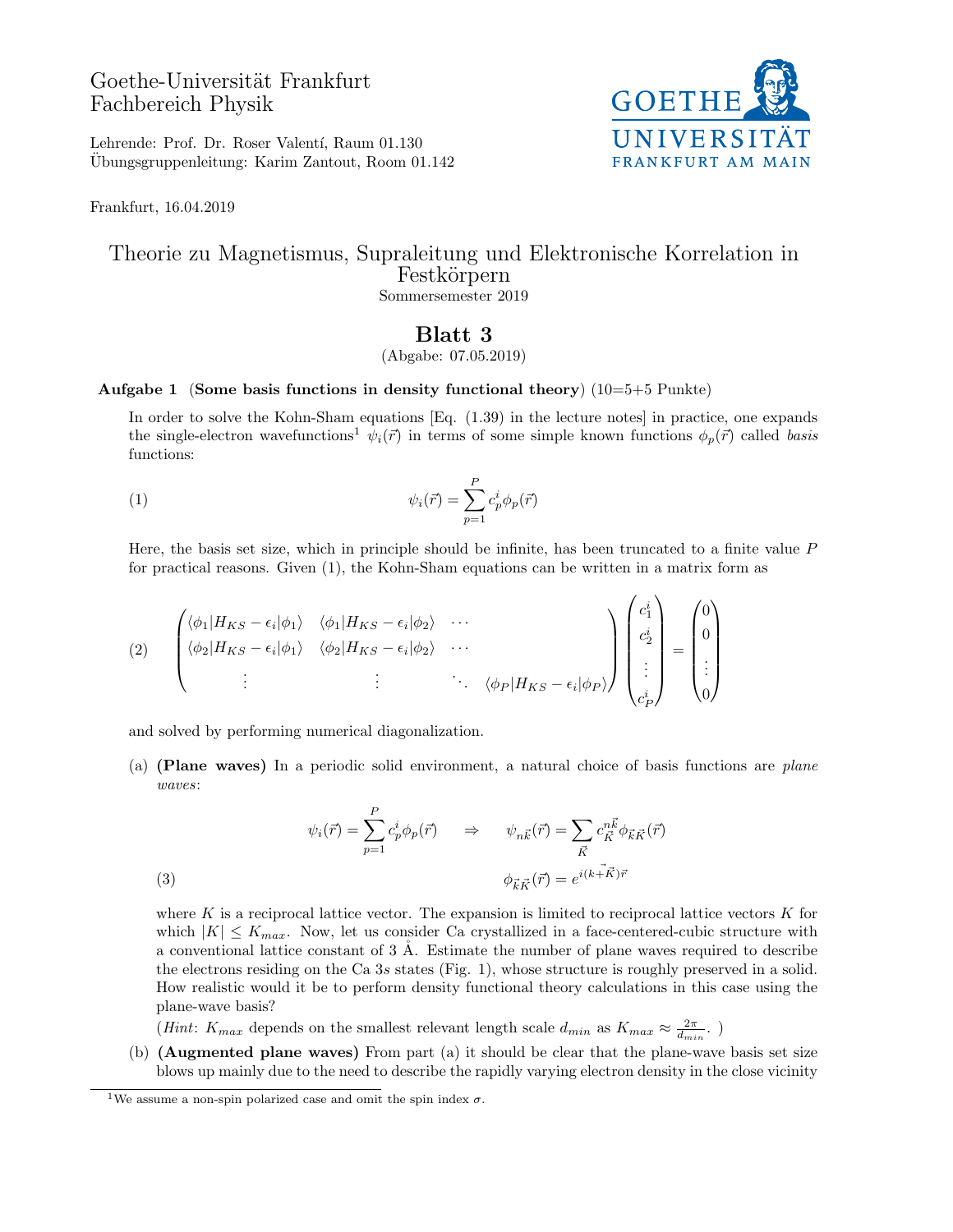Goethe-Universität Frankfurt
Fachbereich Physik

Lehrende: Prof. Dr. Roser Valentí, Raum 01.130
Übungsgruppenleitung: Karim Zantout, Room 01.142

Frankfurt, 16.04.2019

# Theorie zu Magnetismus, Supraleitung und Elektronische Korrelation in Festkörpern

Sommersemester 2019

## Blatt 3

(Abgabe: 07.05.2019)

**Aufgabe 1** (**Some basis functions in density functional theory**) (10=5+5 Punkte)

In order to solve the Kohn-Sham equations [Eq. (1.39) in the lecture notes] in practice, one expands the single-electron wavefunctions[1] $\psi_i(\vec{r})$ in terms of some simple known functions $\phi_p(\vec{r})$ called *basis* functions:

$$\psi_i(\vec{r}) = \sum_{p=1}^{P} c_p^i \phi_p(\vec{r}) \tag{1}$$

Here, the basis set size, which in principle should be infinite, has been truncated to a finite value $P$ for practical reasons. Given (1), the Kohn-Sham equations can be written in a matrix form as

$$\begin{pmatrix} \langle\phi_1|H_{KS} - \epsilon_i|\phi_1\rangle & \langle\phi_1|H_{KS} - \epsilon_i|\phi_2\rangle & \cdots & \\ \langle\phi_2|H_{KS} - \epsilon_i|\phi_1\rangle & \langle\phi_2|H_{KS} - \epsilon_i|\phi_2\rangle & \cdots & \\ \vdots & \vdots & \ddots & \langle\phi_P|H_{KS} - \epsilon_i|\phi_P\rangle \end{pmatrix} \begin{pmatrix} c_1^i \\ c_2^i \\ \vdots \\ c_P^i \end{pmatrix} = \begin{pmatrix} 0 \\ 0 \\ \vdots \\ 0 \end{pmatrix} \tag{2}$$

and solved by performing numerical diagonalization.

(a) **(Plane waves)** In a periodic solid environment, a natural choice of basis functions are *plane waves*:

$$\psi_i(\vec{r}) = \sum_{p=1}^{P} c_p^i \phi_p(\vec{r}) \quad \Rightarrow \quad \psi_{n\vec{k}}(\vec{r}) = \sum_{\vec{K}} c_{\vec{K}}^{n\vec{k}} \phi_{\vec{k}\vec{K}}(\vec{r})$$
$$\phi_{\vec{k}\vec{K}}(\vec{r}) = e^{i(\vec{k}+\vec{K})\vec{r}} \tag{3}$$

where $K$ is a reciprocal lattice vector. The expansion is limited to reciprocal lattice vectors $K$ for which $|K| \leq K_{max}$. Now, let us consider Ca crystallized in a face-centered-cubic structure with a conventional lattice constant of 3 Å. Estimate the number of plane waves required to describe the electrons residing on the Ca 3$s$ states (Fig. 1), whose structure is roughly preserved in a solid. How realistic would it be to perform density functional theory calculations in this case using the plane-wave basis?

(*Hint*: $K_{max}$ depends on the smallest relevant length scale $d_{min}$ as $K_{max} \approx \frac{2\pi}{d_{min}}$. )

(b) **(Augmented plane waves)** From part (a) it should be clear that the plane-wave basis set size blows up mainly due to the need to describe the rapidly varying electron density in the close vicinity

[1] We assume a non-spin polarized case and omit the spin index $\sigma$.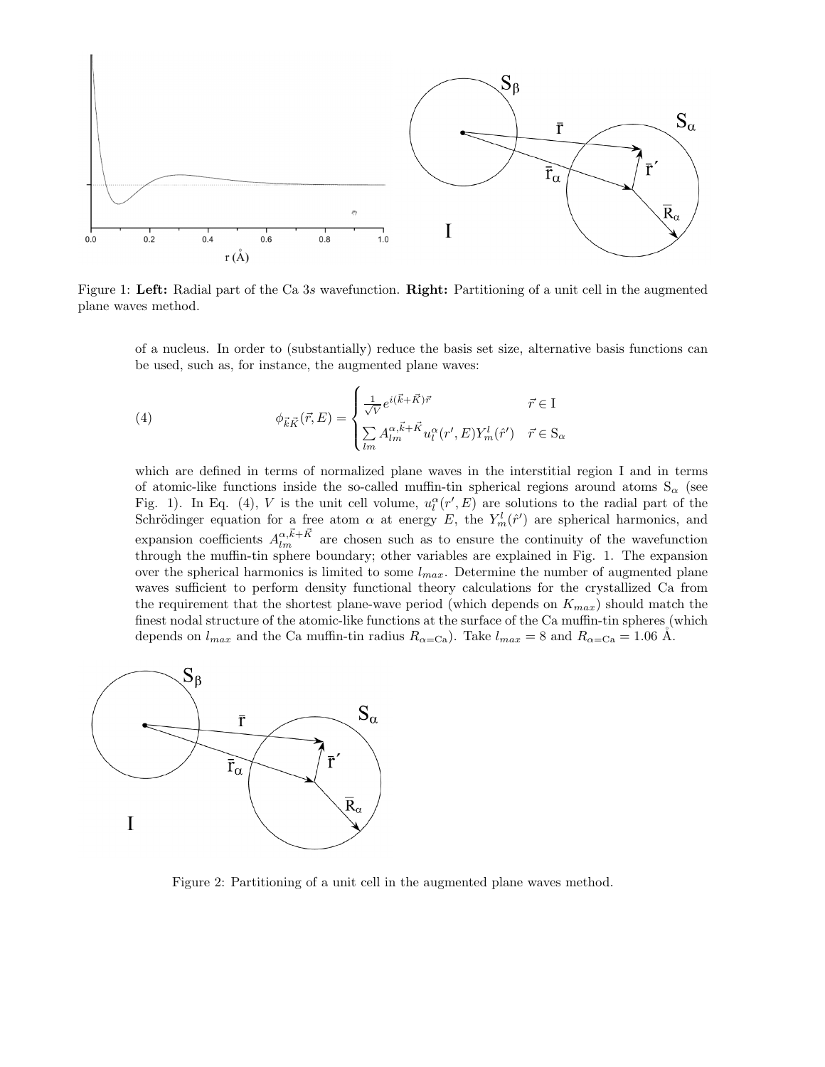0.0
0.2
0.4
0.6
0.8
1.0
r (Å)

$S_\beta$
$\bar{r}$
$S_\alpha$
$\bar{r}'$
$\bar{r}_\alpha$
$\bar{R}_\alpha$
I

Figure 1: **Left:** Radial part of the Ca 3$s$ wavefunction. **Right:** Partitioning of a unit cell in the augmented plane waves method.

of a nucleus. In order to (substantially) reduce the basis set size, alternative basis functions can be used, such as, for instance, the augmented plane waves:

$$
\phi_{\vec{k}\vec{K}}(\vec{r}, E) = \begin{cases} \frac{1}{\sqrt{V}} e^{i(\vec{k}+\vec{K})\vec{r}} & \vec{r} \in \mathrm{I} \\ \sum\limits_{lm} A_{lm}^{\alpha,\vec{k}+\vec{K}} u_l^\alpha(r', E) Y_m^l(\hat{r}') & \vec{r} \in \mathrm{S}_\alpha \end{cases} \tag{4}
$$

which are defined in terms of normalized plane waves in the interstitial region I and in terms of atomic-like functions inside the so-called muffin-tin spherical regions around atoms $\mathrm{S}_\alpha$ (see Fig. 1). In Eq. (4), $V$ is the unit cell volume, $u_l^\alpha(r', E)$ are solutions to the radial part of the Schrödinger equation for a free atom $\alpha$ at energy $E$, the $Y_m^l(\hat{r}')$ are spherical harmonics, and expansion coefficients $A_{lm}^{\alpha,\vec{k}+\vec{K}}$ are chosen such as to ensure the continuity of the wavefunction through the muffin-tin sphere boundary; other variables are explained in Fig. 1. The expansion over the spherical harmonics is limited to some $l_{max}$. Determine the number of augmented plane waves sufficient to perform density functional theory calculations for the crystallized Ca from the requirement that the shortest plane-wave period (which depends on $K_{max}$) should match the finest nodal structure of the atomic-like functions at the surface of the Ca muffin-tin spheres (which depends on $l_{max}$ and the Ca muffin-tin radius $R_{\alpha=\mathrm{Ca}}$). Take $l_{max} = 8$ and $R_{\alpha=\mathrm{Ca}} = 1.06$ Å.

$S_\beta$
$\bar{r}$
$S_\alpha$
$\bar{r}'$
$\bar{r}_\alpha$
$\bar{R}_\alpha$
I

Figure 2: Partitioning of a unit cell in the augmented plane waves method.